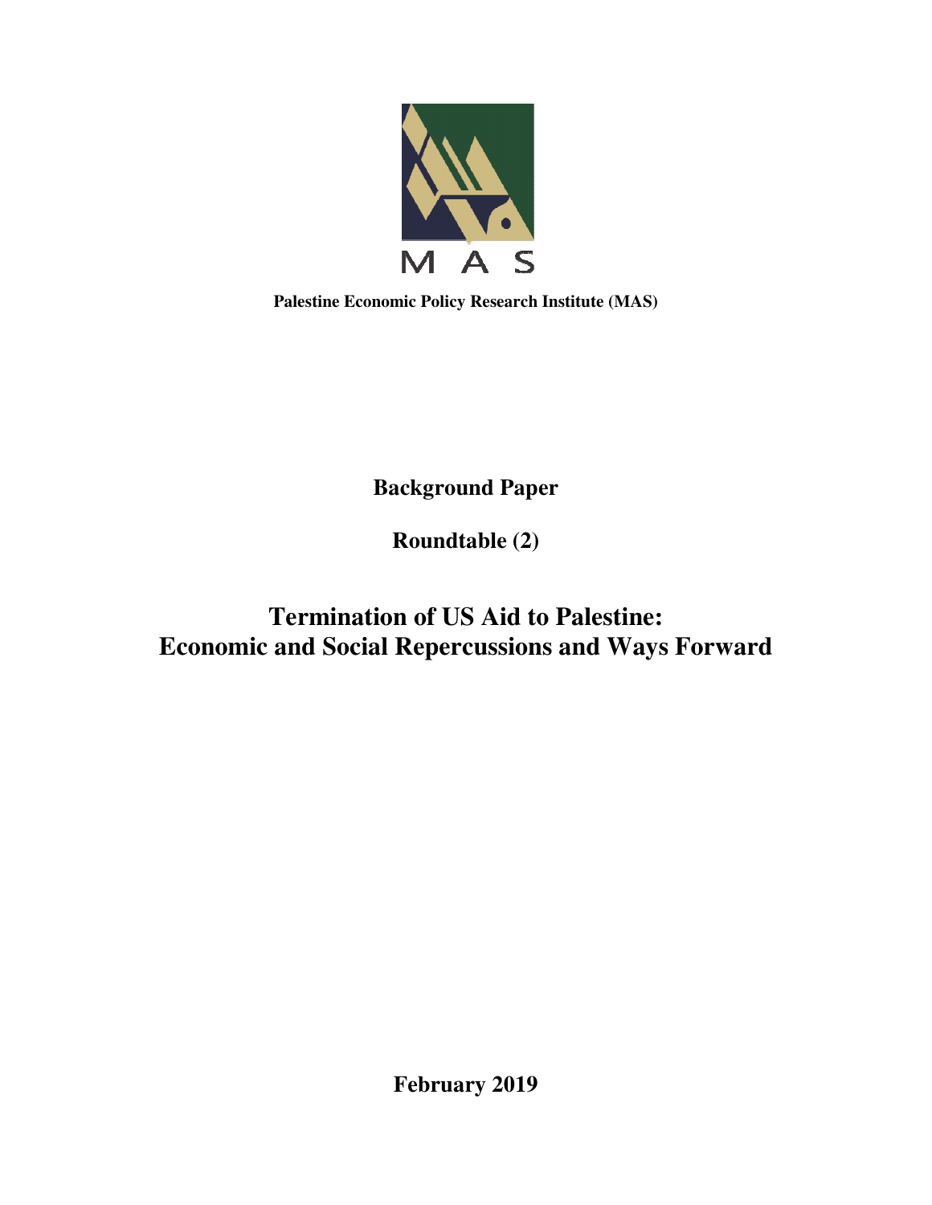M A S

**Palestine Economic Policy Research Institute (MAS)**

**Background Paper**

**Roundtable (2)**

# Termination of US Aid to Palestine: Economic and Social Repercussions and Ways Forward

**February 2019**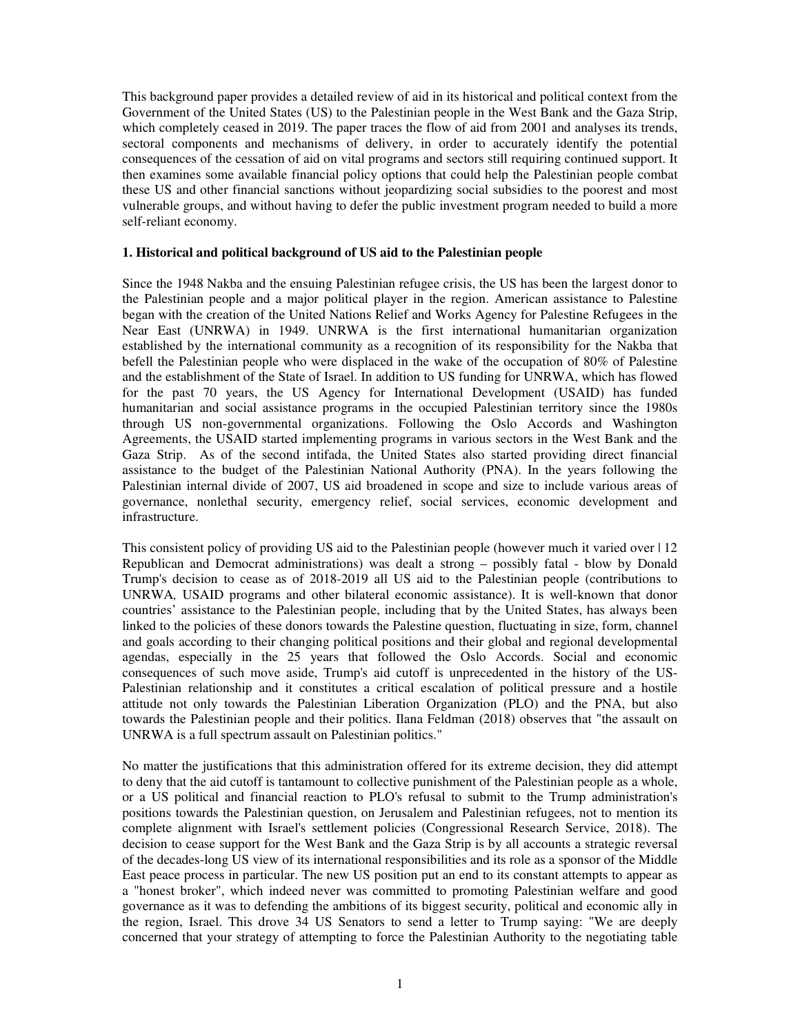This background paper provides a detailed review of aid in its historical and political context from the Government of the United States (US) to the Palestinian people in the West Bank and the Gaza Strip, which completely ceased in 2019. The paper traces the flow of aid from 2001 and analyses its trends, sectoral components and mechanisms of delivery, in order to accurately identify the potential consequences of the cessation of aid on vital programs and sectors still requiring continued support. It then examines some available financial policy options that could help the Palestinian people combat these US and other financial sanctions without jeopardizing social subsidies to the poorest and most vulnerable groups, and without having to defer the public investment program needed to build a more self-reliant economy.

## 1. Historical and political background of US aid to the Palestinian people

Since the 1948 Nakba and the ensuing Palestinian refugee crisis, the US has been the largest donor to the Palestinian people and a major political player in the region. American assistance to Palestine began with the creation of the United Nations Relief and Works Agency for Palestine Refugees in the Near East (UNRWA) in 1949. UNRWA is the first international humanitarian organization established by the international community as a recognition of its responsibility for the Nakba that befell the Palestinian people who were displaced in the wake of the occupation of 80% of Palestine and the establishment of the State of Israel. In addition to US funding for UNRWA, which has flowed for the past 70 years, the US Agency for International Development (USAID) has funded humanitarian and social assistance programs in the occupied Palestinian territory since the 1980s through US non-governmental organizations. Following the Oslo Accords and Washington Agreements, the USAID started implementing programs in various sectors in the West Bank and the Gaza Strip. As of the second intifada, the United States also started providing direct financial assistance to the budget of the Palestinian National Authority (PNA). In the years following the Palestinian internal divide of 2007, US aid broadened in scope and size to include various areas of governance, nonlethal security, emergency relief, social services, economic development and infrastructure.

This consistent policy of providing US aid to the Palestinian people (however much it varied over | 12 Republican and Democrat administrations) was dealt a strong – possibly fatal - blow by Donald Trump's decision to cease as of 2018-2019 all US aid to the Palestinian people (contributions to UNRWA, USAID programs and other bilateral economic assistance). It is well-known that donor countries' assistance to the Palestinian people, including that by the United States, has always been linked to the policies of these donors towards the Palestine question, fluctuating in size, form, channel and goals according to their changing political positions and their global and regional developmental agendas, especially in the 25 years that followed the Oslo Accords. Social and economic consequences of such move aside, Trump's aid cutoff is unprecedented in the history of the US-Palestinian relationship and it constitutes a critical escalation of political pressure and a hostile attitude not only towards the Palestinian Liberation Organization (PLO) and the PNA, but also towards the Palestinian people and their politics. Ilana Feldman (2018) observes that "the assault on UNRWA is a full spectrum assault on Palestinian politics."

No matter the justifications that this administration offered for its extreme decision, they did attempt to deny that the aid cutoff is tantamount to collective punishment of the Palestinian people as a whole, or a US political and financial reaction to PLO's refusal to submit to the Trump administration's positions towards the Palestinian question, on Jerusalem and Palestinian refugees, not to mention its complete alignment with Israel's settlement policies (Congressional Research Service, 2018). The decision to cease support for the West Bank and the Gaza Strip is by all accounts a strategic reversal of the decades-long US view of its international responsibilities and its role as a sponsor of the Middle East peace process in particular. The new US position put an end to its constant attempts to appear as a "honest broker", which indeed never was committed to promoting Palestinian welfare and good governance as it was to defending the ambitions of its biggest security, political and economic ally in the region, Israel. This drove 34 US Senators to send a letter to Trump saying: "We are deeply concerned that your strategy of attempting to force the Palestinian Authority to the negotiating table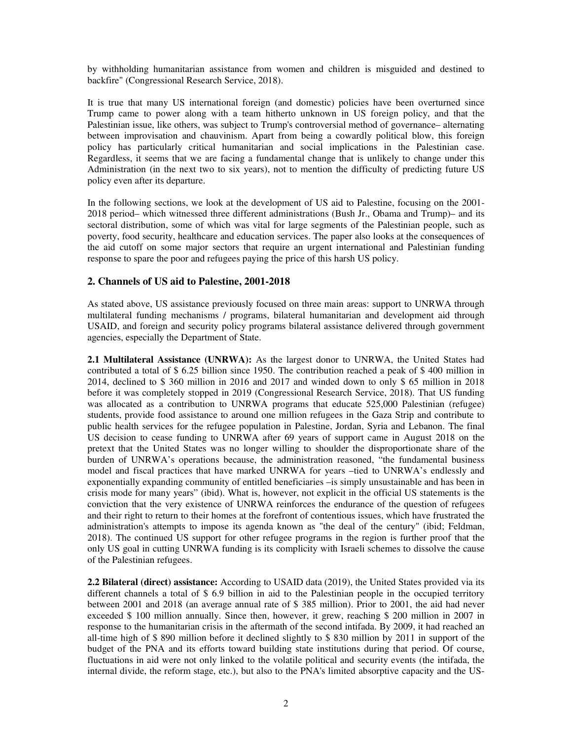by withholding humanitarian assistance from women and children is misguided and destined to backfire" (Congressional Research Service, 2018).

It is true that many US international foreign (and domestic) policies have been overturned since Trump came to power along with a team hitherto unknown in US foreign policy, and that the Palestinian issue, like others, was subject to Trump's controversial method of governance– alternating between improvisation and chauvinism. Apart from being a cowardly political blow, this foreign policy has particularly critical humanitarian and social implications in the Palestinian case. Regardless, it seems that we are facing a fundamental change that is unlikely to change under this Administration (in the next two to six years), not to mention the difficulty of predicting future US policy even after its departure.

In the following sections, we look at the development of US aid to Palestine, focusing on the 2001-2018 period– which witnessed three different administrations (Bush Jr., Obama and Trump)– and its sectoral distribution, some of which was vital for large segments of the Palestinian people, such as poverty, food security, healthcare and education services. The paper also looks at the consequences of the aid cutoff on some major sectors that require an urgent international and Palestinian funding response to spare the poor and refugees paying the price of this harsh US policy.

## 2. Channels of US aid to Palestine, 2001-2018

As stated above, US assistance previously focused on three main areas: support to UNRWA through multilateral funding mechanisms / programs, bilateral humanitarian and development aid through USAID, and foreign and security policy programs bilateral assistance delivered through government agencies, especially the Department of State.

**2.1 Multilateral Assistance (UNRWA):** As the largest donor to UNRWA, the United States had contributed a total of $ 6.25 billion since 1950. The contribution reached a peak of $ 400 million in 2014, declined to $ 360 million in 2016 and 2017 and winded down to only $ 65 million in 2018 before it was completely stopped in 2019 (Congressional Research Service, 2018). That US funding was allocated as a contribution to UNRWA programs that educate 525,000 Palestinian (refugee) students, provide food assistance to around one million refugees in the Gaza Strip and contribute to public health services for the refugee population in Palestine, Jordan, Syria and Lebanon. The final US decision to cease funding to UNRWA after 69 years of support came in August 2018 on the pretext that the United States was no longer willing to shoulder the disproportionate share of the burden of UNRWA's operations because, the administration reasoned, "the fundamental business model and fiscal practices that have marked UNRWA for years –tied to UNRWA's endlessly and exponentially expanding community of entitled beneficiaries –is simply unsustainable and has been in crisis mode for many years" (ibid). What is, however, not explicit in the official US statements is the conviction that the very existence of UNRWA reinforces the endurance of the question of refugees and their right to return to their homes at the forefront of contentious issues, which have frustrated the administration's attempts to impose its agenda known as "the deal of the century" (ibid; Feldman, 2018). The continued US support for other refugee programs in the region is further proof that the only US goal in cutting UNRWA funding is its complicity with Israeli schemes to dissolve the cause of the Palestinian refugees.

**2.2 Bilateral (direct) assistance:** According to USAID data (2019), the United States provided via its different channels a total of $ 6.9 billion in aid to the Palestinian people in the occupied territory between 2001 and 2018 (an average annual rate of $ 385 million). Prior to 2001, the aid had never exceeded $ 100 million annually. Since then, however, it grew, reaching $ 200 million in 2007 in response to the humanitarian crisis in the aftermath of the second intifada. By 2009, it had reached an all-time high of $ 890 million before it declined slightly to $ 830 million by 2011 in support of the budget of the PNA and its efforts toward building state institutions during that period. Of course, fluctuations in aid were not only linked to the volatile political and security events (the intifada, the internal divide, the reform stage, etc.), but also to the PNA's limited absorptive capacity and the US-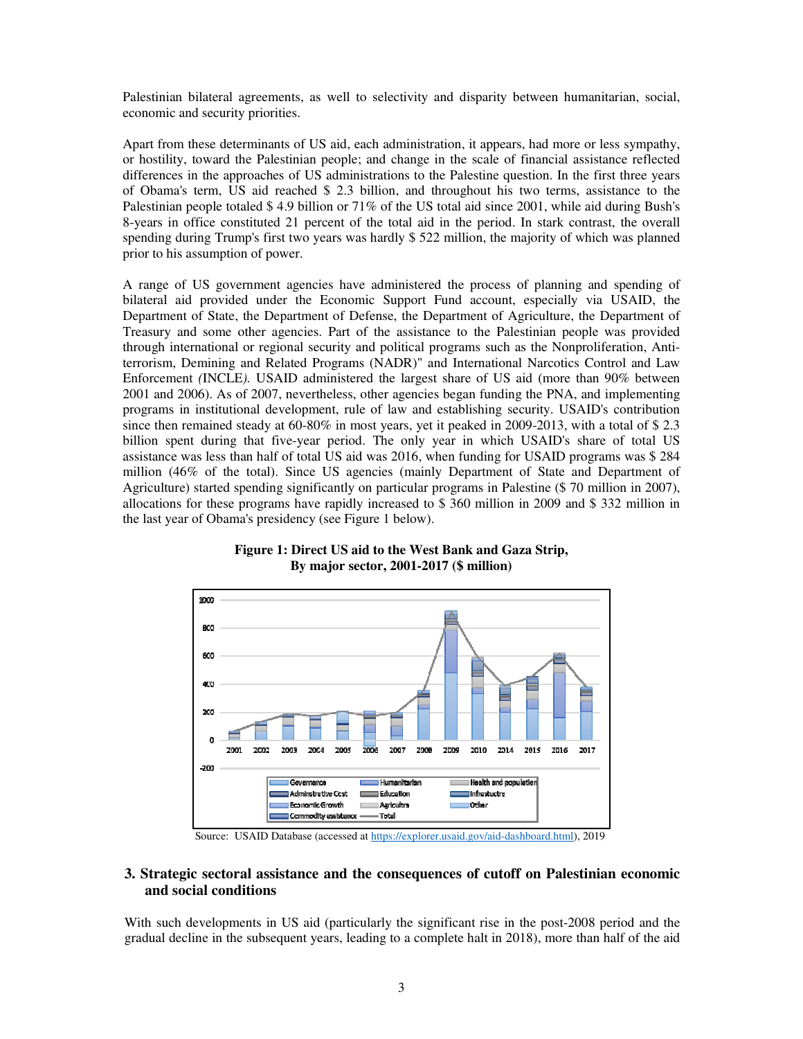Palestinian bilateral agreements, as well to selectivity and disparity between humanitarian, social, economic and security priorities.

Apart from these determinants of US aid, each administration, it appears, had more or less sympathy, or hostility, toward the Palestinian people; and change in the scale of financial assistance reflected differences in the approaches of US administrations to the Palestine question. In the first three years of Obama's term, US aid reached $ 2.3 billion, and throughout his two terms, assistance to the Palestinian people totaled $ 4.9 billion or 71% of the US total aid since 2001, while aid during Bush's 8-years in office constituted 21 percent of the total aid in the period. In stark contrast, the overall spending during Trump's first two years was hardly $ 522 million, the majority of which was planned prior to his assumption of power.

A range of US government agencies have administered the process of planning and spending of bilateral aid provided under the Economic Support Fund account, especially via USAID, the Department of State, the Department of Defense, the Department of Agriculture, the Department of Treasury and some other agencies. Part of the assistance to the Palestinian people was provided through international or regional security and political programs such as the Nonproliferation, Anti-terrorism, Demining and Related Programs (NADR)" and International Narcotics Control and Law Enforcement *(*INCLE*).* USAID administered the largest share of US aid (more than 90% between 2001 and 2006). As of 2007, nevertheless, other agencies began funding the PNA, and implementing programs in institutional development, rule of law and establishing security. USAID's contribution since then remained steady at 60-80% in most years, yet it peaked in 2009-2013, with a total of $ 2.3 billion spent during that five-year period. The only year in which USAID's share of total US assistance was less than half of total US aid was 2016, when funding for USAID programs was $ 284 million (46% of the total). Since US agencies (mainly Department of State and Department of Agriculture) started spending significantly on particular programs in Palestine ($ 70 million in 2007), allocations for these programs have rapidly increased to $ 360 million in 2009 and $ 332 million in the last year of Obama's presidency (see Figure 1 below).

**Figure 1: Direct US aid to the West Bank and Gaza Strip, By major sector, 2001-2017 ($ million)**

Source: USAID Database (accessed at https://explorer.usaid.gov/aid-dashboard.html), 2019

## 3. Strategic sectoral assistance and the consequences of cutoff on Palestinian economic and social conditions

With such developments in US aid (particularly the significant rise in the post-2008 period and the gradual decline in the subsequent years, leading to a complete halt in 2018), more than half of the aid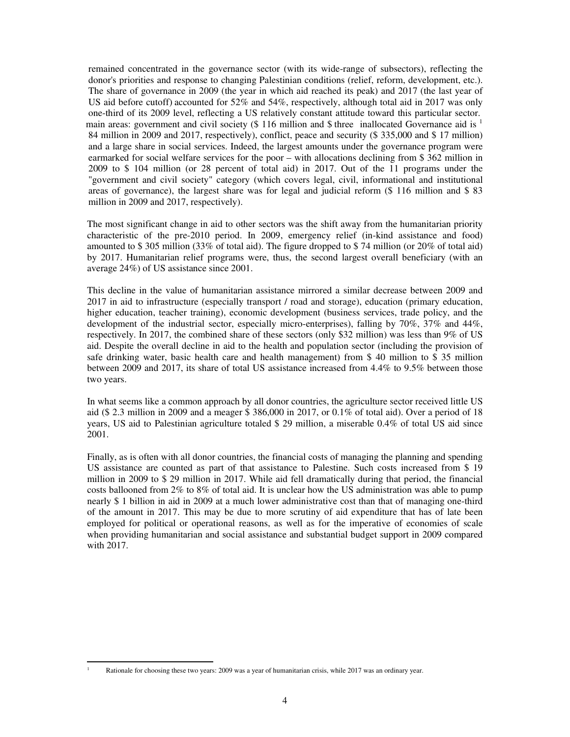remained concentrated in the governance sector (with its wide-range of subsectors), reflecting the donor's priorities and response to changing Palestinian conditions (relief, reform, development, etc.). The share of governance in 2009 (the year in which aid reached its peak) and 2017 (the last year of US aid before cutoff) accounted for 52% and 54%, respectively, although total aid in 2017 was only one-third of its 2009 level, reflecting a US relatively constant attitude toward this particular sector. main areas: government and civil society ($ 116 million and $ three inallocated Governance aid is [1] 84 million in 2009 and 2017, respectively), conflict, peace and security ($ 335,000 and $ 17 million) and a large share in social services. Indeed, the largest amounts under the governance program were earmarked for social welfare services for the poor – with allocations declining from $ 362 million in 2009 to $ 104 million (or 28 percent of total aid) in 2017. Out of the 11 programs under the "government and civil society" category (which covers legal, civil, informational and institutional areas of governance), the largest share was for legal and judicial reform ($ 116 million and $ 83 million in 2009 and 2017, respectively).

The most significant change in aid to other sectors was the shift away from the humanitarian priority characteristic of the pre-2010 period. In 2009, emergency relief (in-kind assistance and food) amounted to $ 305 million (33% of total aid). The figure dropped to $ 74 million (or 20% of total aid) by 2017. Humanitarian relief programs were, thus, the second largest overall beneficiary (with an average 24%) of US assistance since 2001.

This decline in the value of humanitarian assistance mirrored a similar decrease between 2009 and 2017 in aid to infrastructure (especially transport / road and storage), education (primary education, higher education, teacher training), economic development (business services, trade policy, and the development of the industrial sector, especially micro-enterprises), falling by 70%, 37% and 44%, respectively. In 2017, the combined share of these sectors (only $32 million) was less than 9% of US aid. Despite the overall decline in aid to the health and population sector (including the provision of safe drinking water, basic health care and health management) from $ 40 million to $ 35 million between 2009 and 2017, its share of total US assistance increased from 4.4% to 9.5% between those two years.

In what seems like a common approach by all donor countries, the agriculture sector received little US aid ($ 2.3 million in 2009 and a meager $ 386,000 in 2017, or 0.1% of total aid). Over a period of 18 years, US aid to Palestinian agriculture totaled $ 29 million, a miserable 0.4% of total US aid since 2001.

Finally, as is often with all donor countries, the financial costs of managing the planning and spending US assistance are counted as part of that assistance to Palestine. Such costs increased from $ 19 million in 2009 to $ 29 million in 2017. While aid fell dramatically during that period, the financial costs ballooned from 2% to 8% of total aid. It is unclear how the US administration was able to pump nearly $ 1 billion in aid in 2009 at a much lower administrative cost than that of managing one-third of the amount in 2017. This may be due to more scrutiny of aid expenditure that has of late been employed for political or operational reasons, as well as for the imperative of economies of scale when providing humanitarian and social assistance and substantial budget support in 2009 compared with 2017.

---

[1] Rationale for choosing these two years: 2009 was a year of humanitarian crisis, while 2017 was an ordinary year.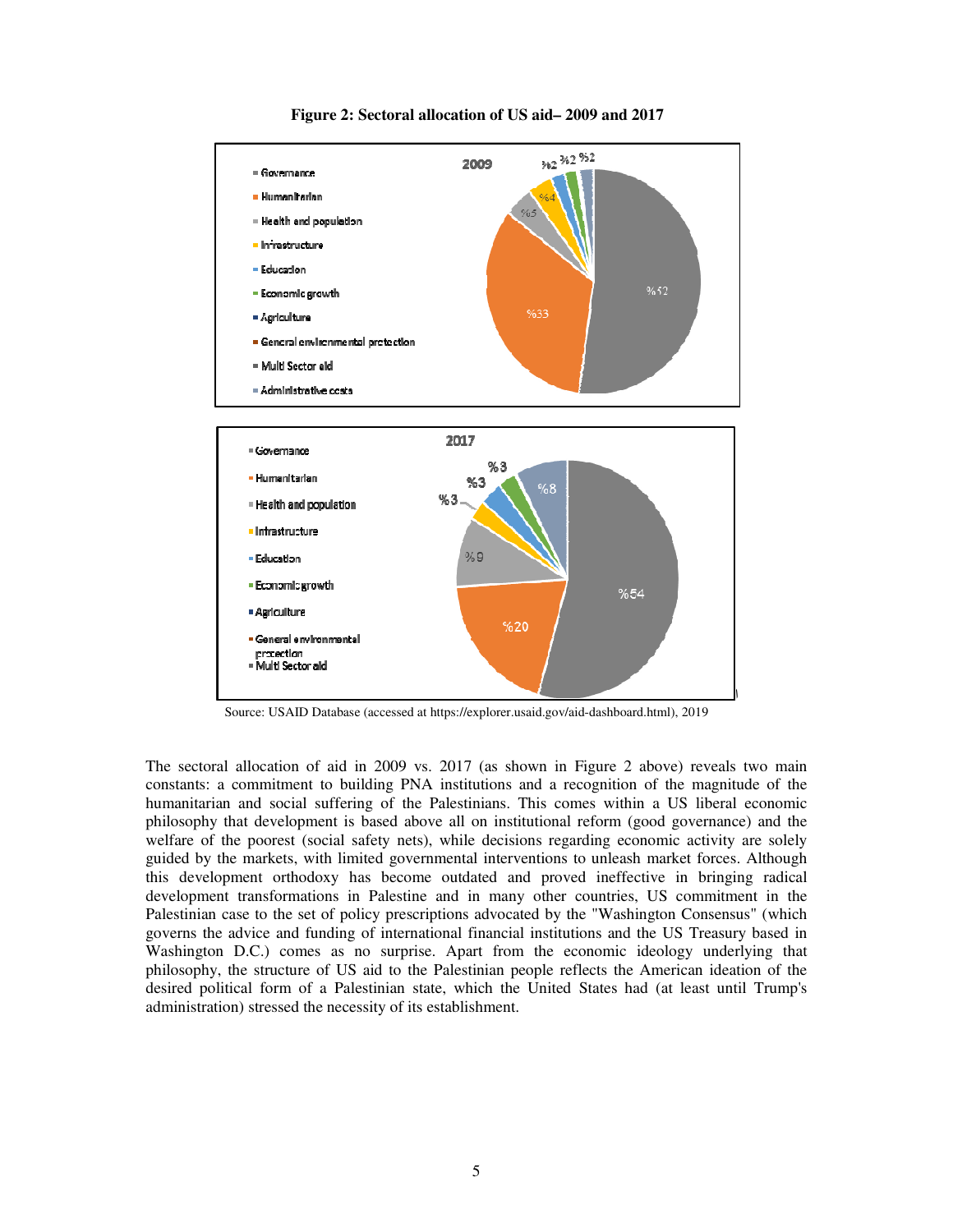**Figure 2: Sectoral allocation of US aid– 2009 and 2017**

Source: USAID Database (accessed at https://explorer.usaid.gov/aid-dashboard.html), 2019

The sectoral allocation of aid in 2009 vs. 2017 (as shown in Figure 2 above) reveals two main constants: a commitment to building PNA institutions and a recognition of the magnitude of the humanitarian and social suffering of the Palestinians. This comes within a US liberal economic philosophy that development is based above all on institutional reform (good governance) and the welfare of the poorest (social safety nets), while decisions regarding economic activity are solely guided by the markets, with limited governmental interventions to unleash market forces. Although this development orthodoxy has become outdated and proved ineffective in bringing radical development transformations in Palestine and in many other countries, US commitment in the Palestinian case to the set of policy prescriptions advocated by the "Washington Consensus" (which governs the advice and funding of international financial institutions and the US Treasury based in Washington D.C.) comes as no surprise. Apart from the economic ideology underlying that philosophy, the structure of US aid to the Palestinian people reflects the American ideation of the desired political form of a Palestinian state, which the United States had (at least until Trump's administration) stressed the necessity of its establishment.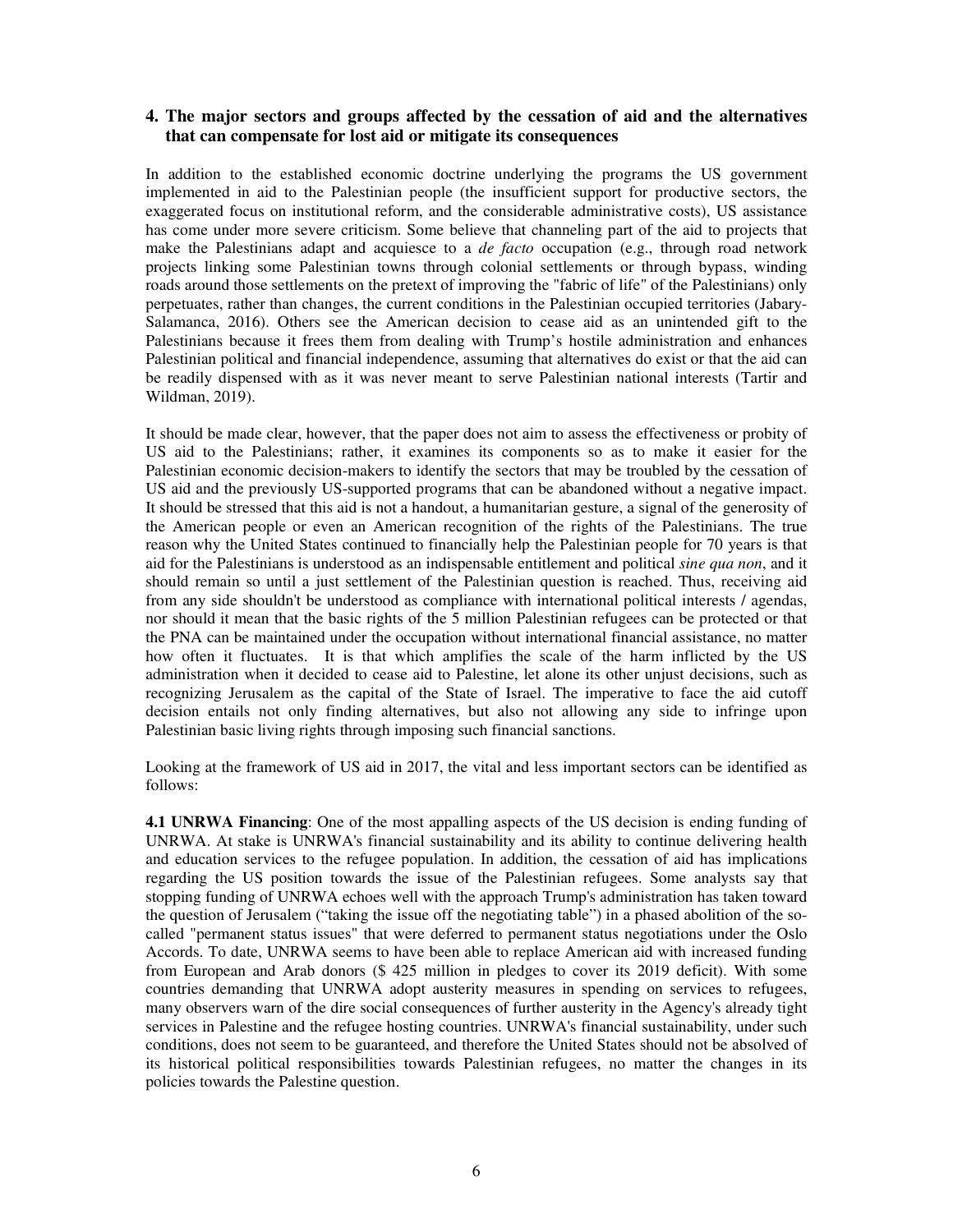## 4. The major sectors and groups affected by the cessation of aid and the alternatives that can compensate for lost aid or mitigate its consequences

In addition to the established economic doctrine underlying the programs the US government implemented in aid to the Palestinian people (the insufficient support for productive sectors, the exaggerated focus on institutional reform, and the considerable administrative costs), US assistance has come under more severe criticism. Some believe that channeling part of the aid to projects that make the Palestinians adapt and acquiesce to a *de facto* occupation (e.g., through road network projects linking some Palestinian towns through colonial settlements or through bypass, winding roads around those settlements on the pretext of improving the "fabric of life" of the Palestinians) only perpetuates, rather than changes, the current conditions in the Palestinian occupied territories (Jabary-Salamanca, 2016). Others see the American decision to cease aid as an unintended gift to the Palestinians because it frees them from dealing with Trump's hostile administration and enhances Palestinian political and financial independence, assuming that alternatives do exist or that the aid can be readily dispensed with as it was never meant to serve Palestinian national interests (Tartir and Wildman, 2019).

It should be made clear, however, that the paper does not aim to assess the effectiveness or probity of US aid to the Palestinians; rather, it examines its components so as to make it easier for the Palestinian economic decision-makers to identify the sectors that may be troubled by the cessation of US aid and the previously US-supported programs that can be abandoned without a negative impact. It should be stressed that this aid is not a handout, a humanitarian gesture, a signal of the generosity of the American people or even an American recognition of the rights of the Palestinians. The true reason why the United States continued to financially help the Palestinian people for 70 years is that aid for the Palestinians is understood as an indispensable entitlement and political *sine qua non*, and it should remain so until a just settlement of the Palestinian question is reached. Thus, receiving aid from any side shouldn't be understood as compliance with international political interests / agendas, nor should it mean that the basic rights of the 5 million Palestinian refugees can be protected or that the PNA can be maintained under the occupation without international financial assistance, no matter how often it fluctuates. It is that which amplifies the scale of the harm inflicted by the US administration when it decided to cease aid to Palestine, let alone its other unjust decisions, such as recognizing Jerusalem as the capital of the State of Israel. The imperative to face the aid cutoff decision entails not only finding alternatives, but also not allowing any side to infringe upon Palestinian basic living rights through imposing such financial sanctions.

Looking at the framework of US aid in 2017, the vital and less important sectors can be identified as follows:

**4.1 UNRWA Financing**: One of the most appalling aspects of the US decision is ending funding of UNRWA. At stake is UNRWA's financial sustainability and its ability to continue delivering health and education services to the refugee population. In addition, the cessation of aid has implications regarding the US position towards the issue of the Palestinian refugees. Some analysts say that stopping funding of UNRWA echoes well with the approach Trump's administration has taken toward the question of Jerusalem ("taking the issue off the negotiating table") in a phased abolition of the so-called "permanent status issues" that were deferred to permanent status negotiations under the Oslo Accords. To date, UNRWA seems to have been able to replace American aid with increased funding from European and Arab donors ($ 425 million in pledges to cover its 2019 deficit). With some countries demanding that UNRWA adopt austerity measures in spending on services to refugees, many observers warn of the dire social consequences of further austerity in the Agency's already tight services in Palestine and the refugee hosting countries. UNRWA's financial sustainability, under such conditions, does not seem to be guaranteed, and therefore the United States should not be absolved of its historical political responsibilities towards Palestinian refugees, no matter the changes in its policies towards the Palestine question.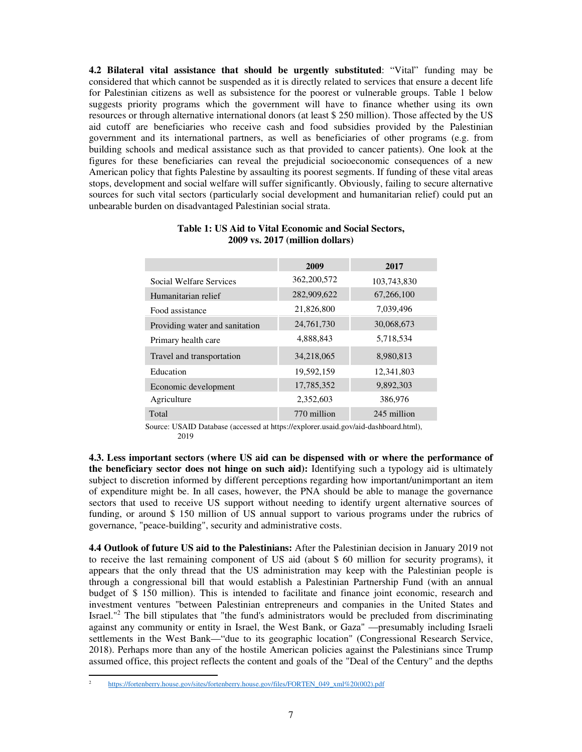**4.2 Bilateral vital assistance that should be urgently substituted**: "Vital" funding may be considered that which cannot be suspended as it is directly related to services that ensure a decent life for Palestinian citizens as well as subsistence for the poorest or vulnerable groups. Table 1 below suggests priority programs which the government will have to finance whether using its own resources or through alternative international donors (at least $ 250 million). Those affected by the US aid cutoff are beneficiaries who receive cash and food subsidies provided by the Palestinian government and its international partners, as well as beneficiaries of other programs (e.g. from building schools and medical assistance such as that provided to cancer patients). One look at the figures for these beneficiaries can reveal the prejudicial socioeconomic consequences of a new American policy that fights Palestine by assaulting its poorest segments. If funding of these vital areas stops, development and social welfare will suffer significantly. Obviously, failing to secure alternative sources for such vital sectors (particularly social development and humanitarian relief) could put an unbearable burden on disadvantaged Palestinian social strata.

**Table 1: US Aid to Vital Economic and Social Sectors, 2009 vs. 2017 (million dollars)**

| | 2009 | 2017 |
|---|---|---|
| Social Welfare Services | 362,200,572 | 103,743,830 |
| Humanitarian relief | 282,909,622 | 67,266,100 |
| Food assistance | 21,826,800 | 7,039,496 |
| Providing water and sanitation | 24,761,730 | 30,068,673 |
| Primary health care | 4,888,843 | 5,718,534 |
| Travel and transportation | 34,218,065 | 8,980,813 |
| Education | 19,592,159 | 12,341,803 |
| Economic development | 17,785,352 | 9,892,303 |
| Agriculture | 2,352,603 | 386,976 |
| Total | 770 million | 245 million |

Source: USAID Database (accessed at https://explorer.usaid.gov/aid-dashboard.html), 2019

**4.3. Less important sectors (where US aid can be dispensed with or where the performance of the beneficiary sector does not hinge on such aid):** Identifying such a typology aid is ultimately subject to discretion informed by different perceptions regarding how important/unimportant an item of expenditure might be. In all cases, however, the PNA should be able to manage the governance sectors that used to receive US support without needing to identify urgent alternative sources of funding, or around $ 150 million of US annual support to various programs under the rubrics of governance, "peace-building", security and administrative costs.

**4.4 Outlook of future US aid to the Palestinians:** After the Palestinian decision in January 2019 not to receive the last remaining component of US aid (about $ 60 million for security programs), it appears that the only thread that the US administration may keep with the Palestinian people is through a congressional bill that would establish a Palestinian Partnership Fund (with an annual budget of $ 150 million). This is intended to facilitate and finance joint economic, research and investment ventures "between Palestinian entrepreneurs and companies in the United States and Israel."[2] The bill stipulates that "the fund's administrators would be precluded from discriminating against any community or entity in Israel, the West Bank, or Gaza" —presumably including Israeli settlements in the West Bank—"due to its geographic location" (Congressional Research Service, 2018). Perhaps more than any of the hostile American policies against the Palestinians since Trump assumed office, this project reflects the content and goals of the "Deal of the Century" and the depths

[2] https://fortenberry.house.gov/sites/fortenberry.house.gov/files/FORTEN_049_xml%20(002).pdf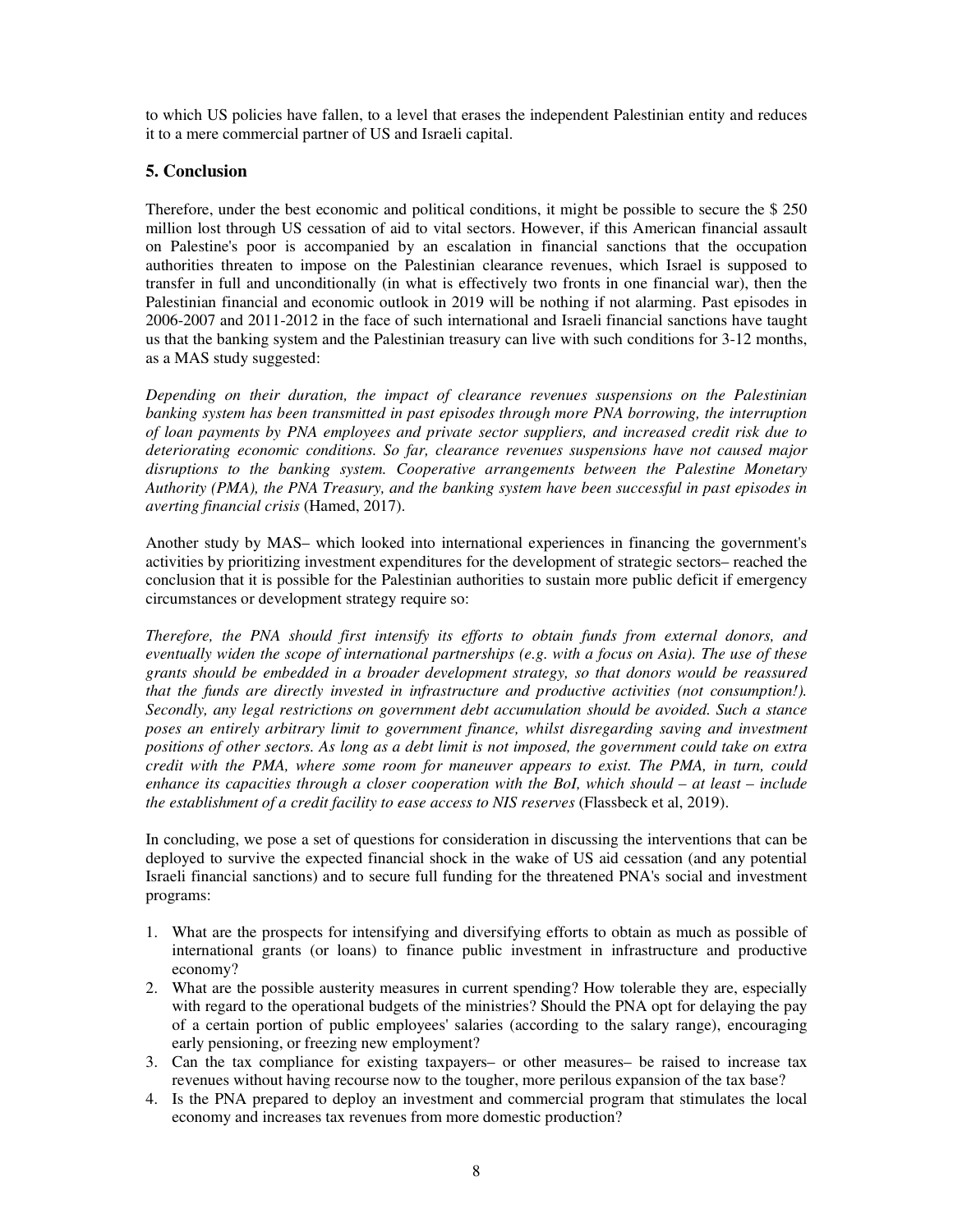to which US policies have fallen, to a level that erases the independent Palestinian entity and reduces it to a mere commercial partner of US and Israeli capital.

## 5. Conclusion

Therefore, under the best economic and political conditions, it might be possible to secure the $ 250 million lost through US cessation of aid to vital sectors. However, if this American financial assault on Palestine's poor is accompanied by an escalation in financial sanctions that the occupation authorities threaten to impose on the Palestinian clearance revenues, which Israel is supposed to transfer in full and unconditionally (in what is effectively two fronts in one financial war), then the Palestinian financial and economic outlook in 2019 will be nothing if not alarming. Past episodes in 2006-2007 and 2011-2012 in the face of such international and Israeli financial sanctions have taught us that the banking system and the Palestinian treasury can live with such conditions for 3-12 months, as a MAS study suggested:

*Depending on their duration, the impact of clearance revenues suspensions on the Palestinian banking system has been transmitted in past episodes through more PNA borrowing, the interruption of loan payments by PNA employees and private sector suppliers, and increased credit risk due to deteriorating economic conditions. So far, clearance revenues suspensions have not caused major disruptions to the banking system. Cooperative arrangements between the Palestine Monetary Authority (PMA), the PNA Treasury, and the banking system have been successful in past episodes in averting financial crisis* (Hamed, 2017).

Another study by MAS– which looked into international experiences in financing the government's activities by prioritizing investment expenditures for the development of strategic sectors– reached the conclusion that it is possible for the Palestinian authorities to sustain more public deficit if emergency circumstances or development strategy require so:

*Therefore, the PNA should first intensify its efforts to obtain funds from external donors, and eventually widen the scope of international partnerships (e.g. with a focus on Asia). The use of these grants should be embedded in a broader development strategy, so that donors would be reassured that the funds are directly invested in infrastructure and productive activities (not consumption!). Secondly, any legal restrictions on government debt accumulation should be avoided. Such a stance poses an entirely arbitrary limit to government finance, whilst disregarding saving and investment positions of other sectors. As long as a debt limit is not imposed, the government could take on extra credit with the PMA, where some room for maneuver appears to exist. The PMA, in turn, could enhance its capacities through a closer cooperation with the BoI, which should – at least – include the establishment of a credit facility to ease access to NIS reserves* (Flassbeck et al, 2019).

In concluding, we pose a set of questions for consideration in discussing the interventions that can be deployed to survive the expected financial shock in the wake of US aid cessation (and any potential Israeli financial sanctions) and to secure full funding for the threatened PNA's social and investment programs:

1. What are the prospects for intensifying and diversifying efforts to obtain as much as possible of international grants (or loans) to finance public investment in infrastructure and productive economy?
2. What are the possible austerity measures in current spending? How tolerable they are, especially with regard to the operational budgets of the ministries? Should the PNA opt for delaying the pay of a certain portion of public employees' salaries (according to the salary range), encouraging early pensioning, or freezing new employment?
3. Can the tax compliance for existing taxpayers– or other measures– be raised to increase tax revenues without having recourse now to the tougher, more perilous expansion of the tax base?
4. Is the PNA prepared to deploy an investment and commercial program that stimulates the local economy and increases tax revenues from more domestic production?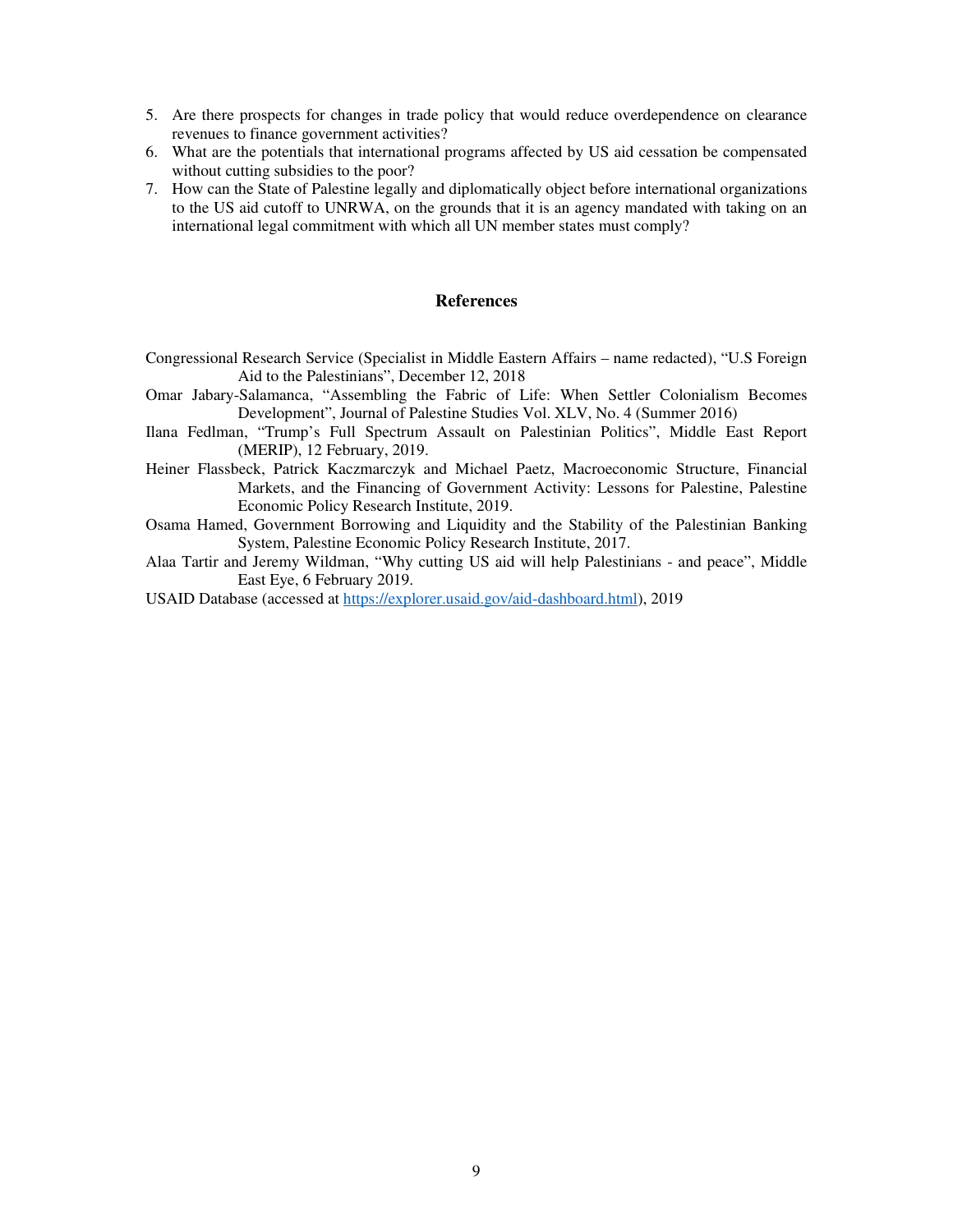5. Are there prospects for changes in trade policy that would reduce overdependence on clearance revenues to finance government activities?
6. What are the potentials that international programs affected by US aid cessation be compensated without cutting subsidies to the poor?
7. How can the State of Palestine legally and diplomatically object before international organizations to the US aid cutoff to UNRWA, on the grounds that it is an agency mandated with taking on an international legal commitment with which all UN member states must comply?

## References

Congressional Research Service (Specialist in Middle Eastern Affairs – name redacted), "U.S Foreign Aid to the Palestinians", December 12, 2018

Omar Jabary-Salamanca, "Assembling the Fabric of Life: When Settler Colonialism Becomes Development", Journal of Palestine Studies Vol. XLV, No. 4 (Summer 2016)

Ilana Fedlman, "Trump's Full Spectrum Assault on Palestinian Politics", Middle East Report (MERIP), 12 February, 2019.

Heiner Flassbeck, Patrick Kaczmarczyk and Michael Paetz, Macroeconomic Structure, Financial Markets, and the Financing of Government Activity: Lessons for Palestine, Palestine Economic Policy Research Institute, 2019.

Osama Hamed, Government Borrowing and Liquidity and the Stability of the Palestinian Banking System, Palestine Economic Policy Research Institute, 2017.

Alaa Tartir and Jeremy Wildman, "Why cutting US aid will help Palestinians - and peace", Middle East Eye, 6 February 2019.

USAID Database (accessed at https://explorer.usaid.gov/aid-dashboard.html), 2019